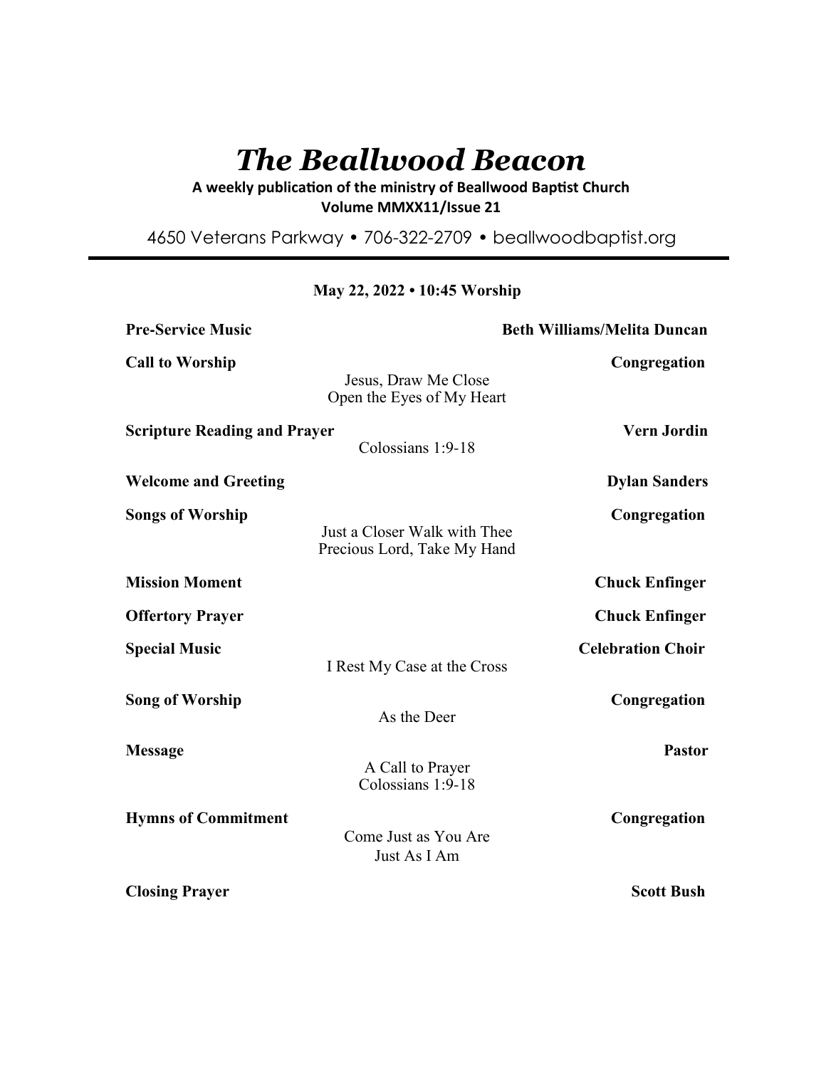# *The Beallwood Beacon*

**A weekly publication of the ministry of Beallwood Baptist Church**
**Volume MMXX11/Issue 21**

4650 Veterans Parkway • 706-322-2709 • beallwoodbaptist.org

---

**May 22, 2022 • 10:45 Worship**

**Pre-Service Music** — **Beth Williams/Melita Duncan**

**Call to Worship** — **Congregation**
Jesus, Draw Me Close
Open the Eyes of My Heart

**Scripture Reading and Prayer** — **Vern Jordin**
Colossians 1:9-18

**Welcome and Greeting** — **Dylan Sanders**

**Songs of Worship** — **Congregation**
Just a Closer Walk with Thee
Precious Lord, Take My Hand

**Mission Moment** — **Chuck Enfinger**

**Offertory Prayer** — **Chuck Enfinger**

**Special Music** — **Celebration Choir**
I Rest My Case at the Cross

**Song of Worship** — **Congregation**
As the Deer

**Message** — **Pastor**
A Call to Prayer
Colossians 1:9-18

**Hymns of Commitment** — **Congregation**
Come Just as You Are
Just As I Am

**Closing Prayer** — **Scott Bush**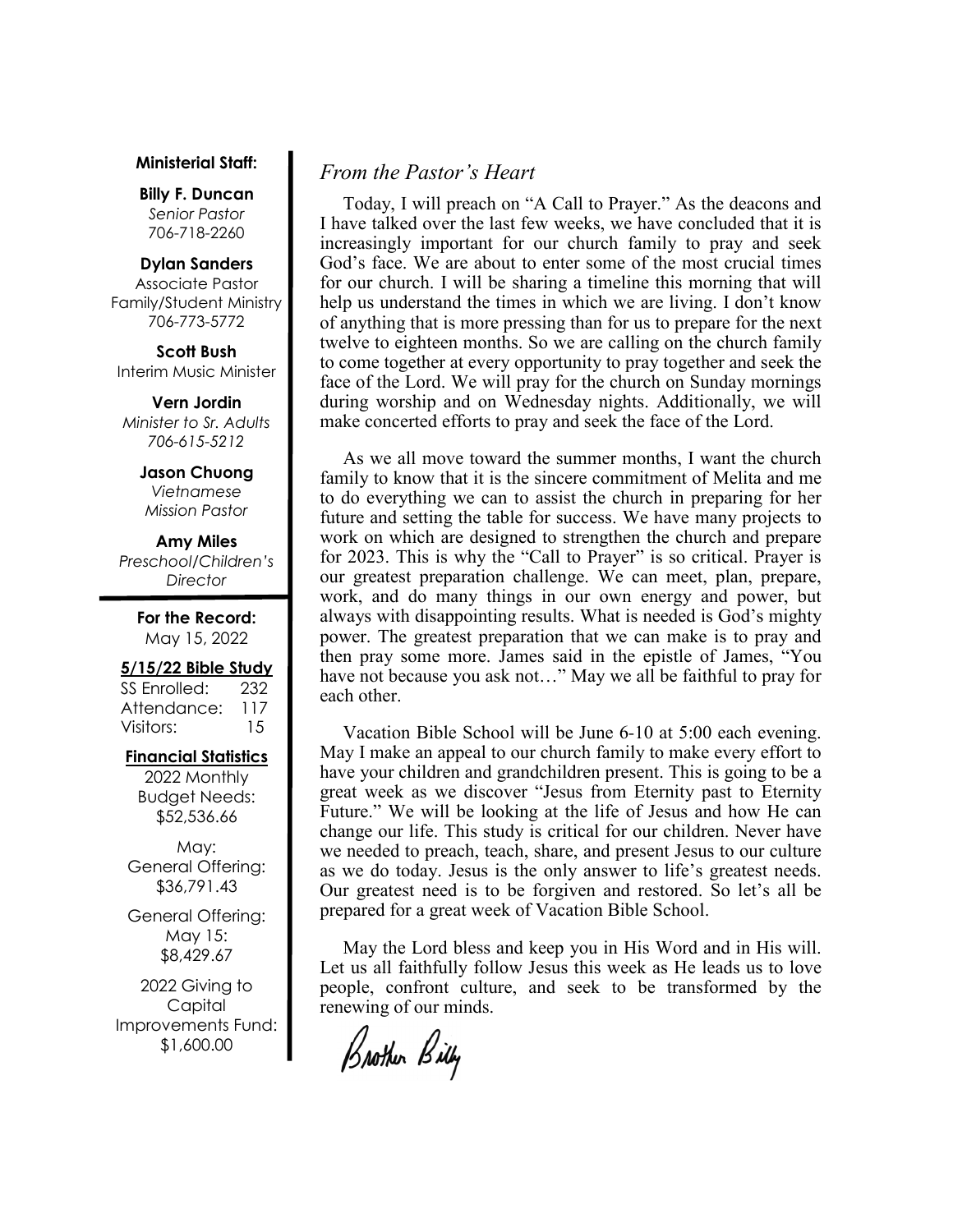**Ministerial Staff:**

**Billy F. Duncan**
*Senior Pastor*
706-718-2260

**Dylan Sanders**
Associate Pastor
Family/Student Ministry
706-773-5772

**Scott Bush**
Interim Music Minister

**Vern Jordin**
*Minister to Sr. Adults*
*706-615-5212*

**Jason Chuong**
*Vietnamese*
*Mission Pastor*

**Amy Miles**
*Preschool/Children's*
*Director*

**For the Record:**
May 15, 2022

**5/15/22 Bible Study**

| | |
|---|---|
| SS Enrolled: | 232 |
| Attendance: | 117 |
| Visitors: | 15 |

**Financial Statistics**

2022 Monthly Budget Needs: $52,536.66

May: General Offering: $36,791.43

General Offering: May 15: $8,429.67

2022 Giving to Capital Improvements Fund: $1,600.00

## *From the Pastor's Heart*

Today, I will preach on "A Call to Prayer." As the deacons and I have talked over the last few weeks, we have concluded that it is increasingly important for our church family to pray and seek God's face. We are about to enter some of the most crucial times for our church. I will be sharing a timeline this morning that will help us understand the times in which we are living. I don't know of anything that is more pressing than for us to prepare for the next twelve to eighteen months. So we are calling on the church family to come together at every opportunity to pray together and seek the face of the Lord. We will pray for the church on Sunday mornings during worship and on Wednesday nights. Additionally, we will make concerted efforts to pray and seek the face of the Lord.

As we all move toward the summer months, I want the church family to know that it is the sincere commitment of Melita and me to do everything we can to assist the church in preparing for her future and setting the table for success. We have many projects to work on which are designed to strengthen the church and prepare for 2023. This is why the "Call to Prayer" is so critical. Prayer is our greatest preparation challenge. We can meet, plan, prepare, work, and do many things in our own energy and power, but always with disappointing results. What is needed is God's mighty power. The greatest preparation that we can make is to pray and then pray some more. James said in the epistle of James, "You have not because you ask not…" May we all be faithful to pray for each other.

Vacation Bible School will be June 6-10 at 5:00 each evening. May I make an appeal to our church family to make every effort to have your children and grandchildren present. This is going to be a great week as we discover "Jesus from Eternity past to Eternity Future." We will be looking at the life of Jesus and how He can change our life. This study is critical for our children. Never have we needed to preach, teach, share, and present Jesus to our culture as we do today. Jesus is the only answer to life's greatest needs. Our greatest need is to be forgiven and restored. So let's all be prepared for a great week of Vacation Bible School.

May the Lord bless and keep you in His Word and in His will. Let us all faithfully follow Jesus this week as He leads us to love people, confront culture, and seek to be transformed by the renewing of our minds.

*Brother Billy*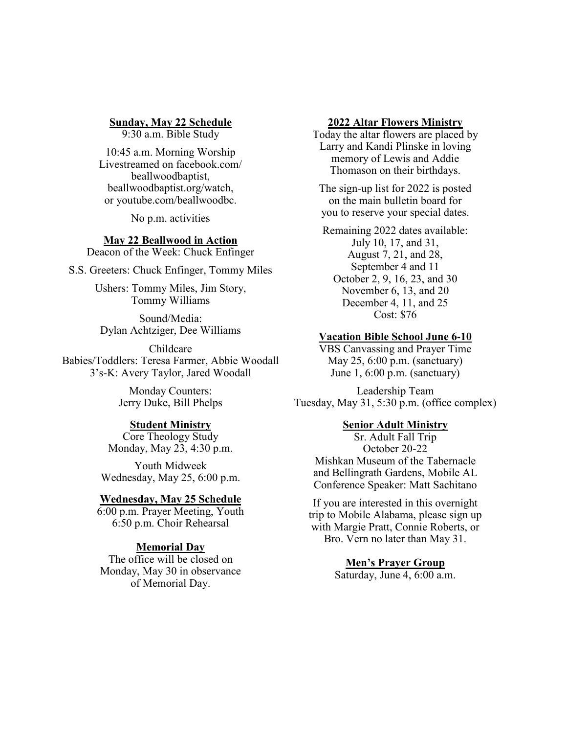**Sunday, May 22 Schedule**

9:30 a.m. Bible Study

10:45 a.m. Morning Worship
Livestreamed on facebook.com/beallwoodbaptist, beallwoodbaptist.org/watch, or youtube.com/beallwoodbc.

No p.m. activities

**May 22 Beallwood in Action**

Deacon of the Week: Chuck Enfinger

S.S. Greeters: Chuck Enfinger, Tommy Miles

Ushers: Tommy Miles, Jim Story, Tommy Williams

Sound/Media:
Dylan Achtziger, Dee Williams

Childcare
Babies/Toddlers: Teresa Farmer, Abbie Woodall
3's-K: Avery Taylor, Jared Woodall

Monday Counters:
Jerry Duke, Bill Phelps

**Student Ministry**

Core Theology Study
Monday, May 23, 4:30 p.m.

Youth Midweek
Wednesday, May 25, 6:00 p.m.

**Wednesday, May 25 Schedule**

6:00 p.m. Prayer Meeting, Youth
6:50 p.m. Choir Rehearsal

**Memorial Day**

The office will be closed on Monday, May 30 in observance of Memorial Day.

**2022 Altar Flowers Ministry**

Today the altar flowers are placed by Larry and Kandi Plinske in loving memory of Lewis and Addie Thomason on their birthdays.

The sign-up list for 2022 is posted on the main bulletin board for you to reserve your special dates.

Remaining 2022 dates available:
July 10, 17, and 31,
August 7, 21, and 28,
September 4 and 11
October 2, 9, 16, 23, and 30
November 6, 13, and 20
December 4, 11, and 25
Cost: $76

**Vacation Bible School June 6-10**

VBS Canvassing and Prayer Time
May 25, 6:00 p.m. (sanctuary)
June 1, 6:00 p.m. (sanctuary)

Leadership Team
Tuesday, May 31, 5:30 p.m. (office complex)

**Senior Adult Ministry**

Sr. Adult Fall Trip
October 20-22
Mishkan Museum of the Tabernacle and Bellingrath Gardens, Mobile AL
Conference Speaker: Matt Sachitano

If you are interested in this overnight trip to Mobile Alabama, please sign up with Margie Pratt, Connie Roberts, or Bro. Vern no later than May 31.

**Men's Prayer Group**

Saturday, June 4, 6:00 a.m.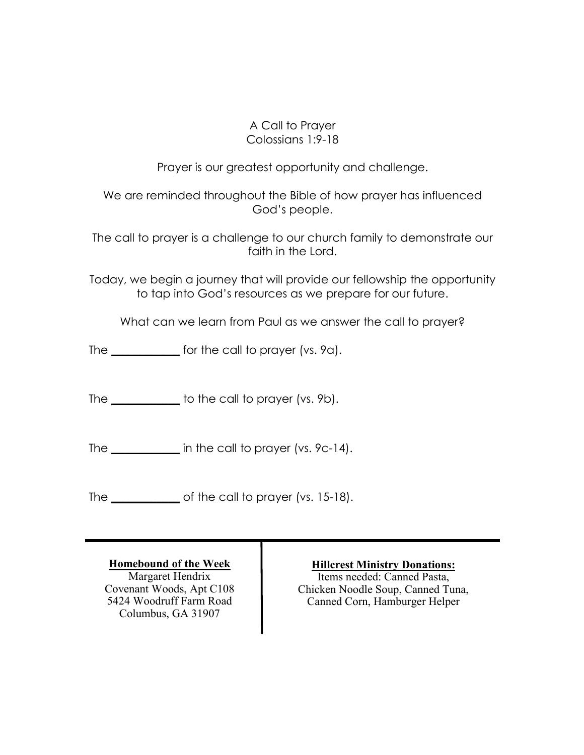# A Call to Prayer

Colossians 1:9-18

Prayer is our greatest opportunity and challenge.

We are reminded throughout the Bible of how prayer has influenced God's people.

The call to prayer is a challenge to our church family to demonstrate our faith in the Lord.

Today, we begin a journey that will provide our fellowship the opportunity to tap into God's resources as we prepare for our future.

What can we learn from Paul as we answer the call to prayer?

The ____________ for the call to prayer (vs. 9a).

The ____________ to the call to prayer (vs. 9b).

The ____________ in the call to prayer (vs. 9c-14).

The ____________ of the call to prayer (vs. 15-18).

---

**Homebound of the Week**

Margaret Hendrix
Covenant Woods, Apt C108
5424 Woodruff Farm Road
Columbus, GA 31907

**Hillcrest Ministry Donations:**

Items needed: Canned Pasta, Chicken Noodle Soup, Canned Tuna, Canned Corn, Hamburger Helper